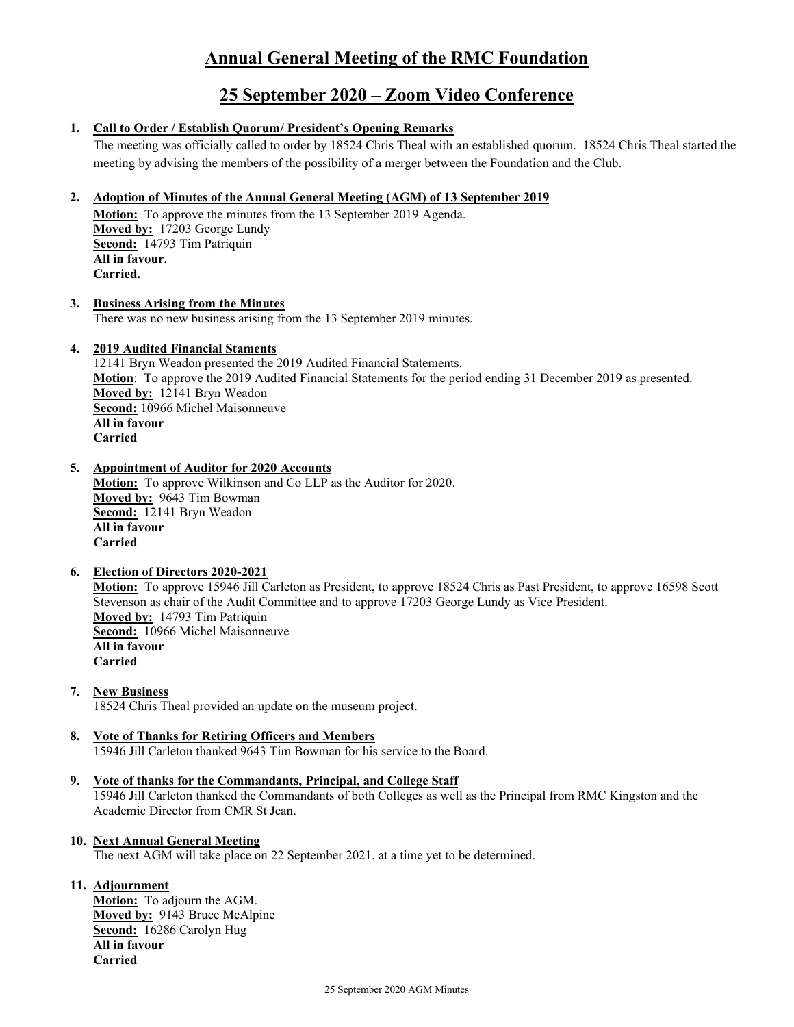# Annual General Meeting of the RMC Foundation

## 25 September 2020 – Zoom Video Conference

1. **Call to Order / Establish Quorum/ President's Opening Remarks**
   The meeting was officially called to order by 18524 Chris Theal with an established quorum. 18524 Chris Theal started the meeting by advising the members of the possibility of a merger between the Foundation and the Club.

2. **Adoption of Minutes of the Annual General Meeting (AGM) of 13 September 2019**
   **Motion:** To approve the minutes from the 13 September 2019 Agenda.
   **Moved by:** 17203 George Lundy
   **Second:** 14793 Tim Patriquin
   **All in favour.**
   **Carried.**

3. **Business Arising from the Minutes**
   There was no new business arising from the 13 September 2019 minutes.

4. **2019 Audited Financial Staments**
   12141 Bryn Weadon presented the 2019 Audited Financial Statements.
   **Motion**: To approve the 2019 Audited Financial Statements for the period ending 31 December 2019 as presented.
   **Moved by:** 12141 Bryn Weadon
   **Second:** 10966 Michel Maisonneuve
   **All in favour**
   **Carried**

5. **Appointment of Auditor for 2020 Accounts**
   **Motion:** To approve Wilkinson and Co LLP as the Auditor for 2020.
   **Moved by:** 9643 Tim Bowman
   **Second:** 12141 Bryn Weadon
   **All in favour**
   **Carried**

6. **Election of Directors 2020-2021**
   **Motion:** To approve 15946 Jill Carleton as President, to approve 18524 Chris as Past President, to approve 16598 Scott Stevenson as chair of the Audit Committee and to approve 17203 George Lundy as Vice President.
   **Moved by:** 14793 Tim Patriquin
   **Second:** 10966 Michel Maisonneuve
   **All in favour**
   **Carried**

7. **New Business**
   18524 Chris Theal provided an update on the museum project.

8. **Vote of Thanks for Retiring Officers and Members**
   15946 Jill Carleton thanked 9643 Tim Bowman for his service to the Board.

9. **Vote of thanks for the Commandants, Principal, and College Staff**
   15946 Jill Carleton thanked the Commandants of both Colleges as well as the Principal from RMC Kingston and the Academic Director from CMR St Jean.

10. **Next Annual General Meeting**
    The next AGM will take place on 22 September 2021, at a time yet to be determined.

11. **Adjournment**
    **Motion:** To adjourn the AGM.
    **Moved by:** 9143 Bruce McAlpine
    **Second:** 16286 Carolyn Hug
    **All in favour**
    **Carried**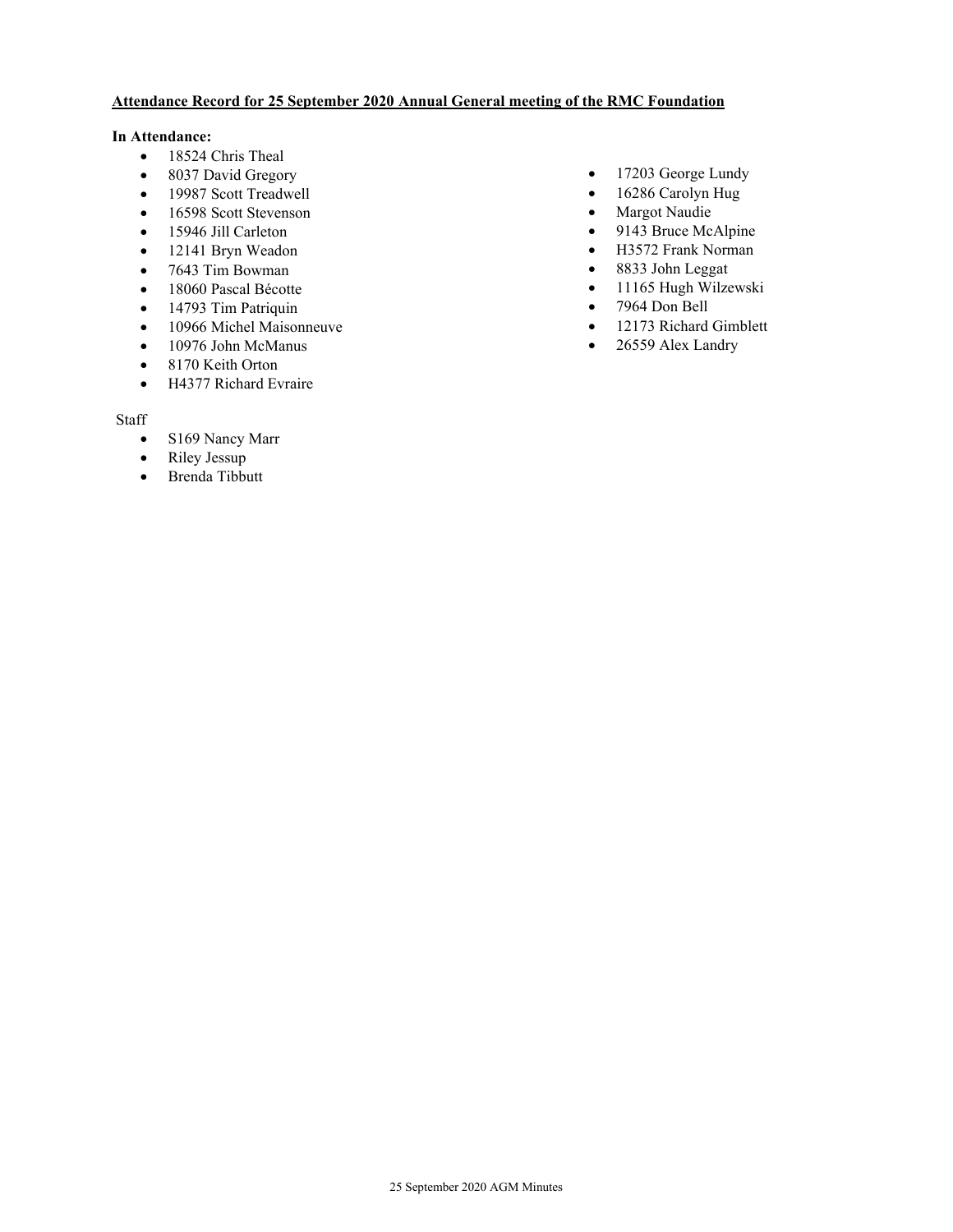**Attendance Record for 25 September 2020 Annual General meeting of the RMC Foundation**

**In Attendance:**

- 18524 Chris Theal
- 8037 David Gregory
- 19987 Scott Treadwell
- 16598 Scott Stevenson
- 15946 Jill Carleton
- 12141 Bryn Weadon
- 7643 Tim Bowman
- 18060 Pascal Bécotte
- 14793 Tim Patriquin
- 10966 Michel Maisonneuve
- 10976 John McManus
- 8170 Keith Orton
- H4377 Richard Evraire
- 17203 George Lundy
- 16286 Carolyn Hug
- Margot Naudie
- 9143 Bruce McAlpine
- H3572 Frank Norman
- 8833 John Leggat
- 11165 Hugh Wilzewski
- 7964 Don Bell
- 12173 Richard Gimblett
- 26559 Alex Landry

Staff

- S169 Nancy Marr
- Riley Jessup
- Brenda Tibbutt